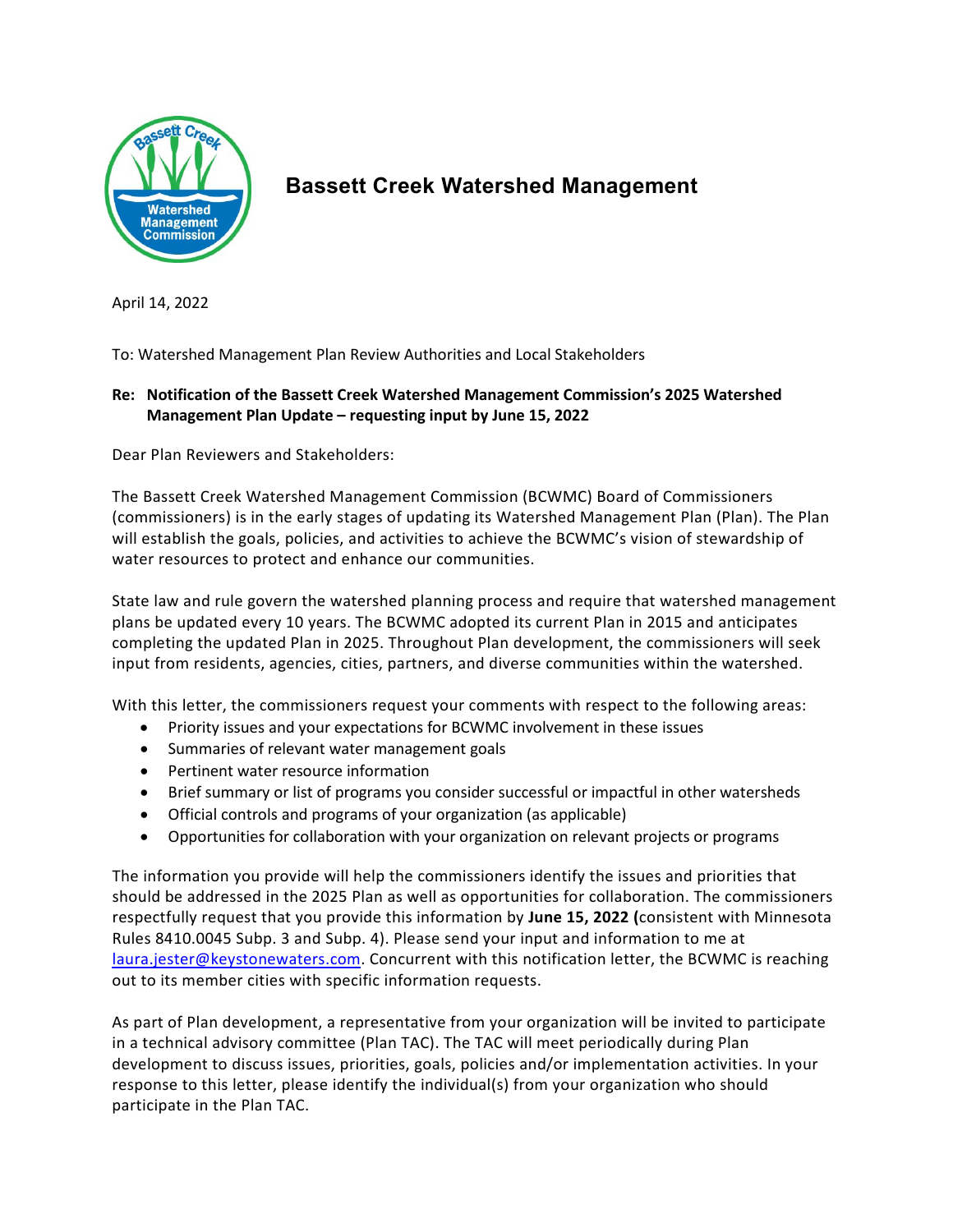# Bassett Creek Watershed Management

April 14, 2022

To: Watershed Management Plan Review Authorities and Local Stakeholders

**Re: Notification of the Bassett Creek Watershed Management Commission's 2025 Watershed Management Plan Update – requesting input by June 15, 2022**

Dear Plan Reviewers and Stakeholders:

The Bassett Creek Watershed Management Commission (BCWMC) Board of Commissioners (commissioners) is in the early stages of updating its Watershed Management Plan (Plan). The Plan will establish the goals, policies, and activities to achieve the BCWMC's vision of stewardship of water resources to protect and enhance our communities.

State law and rule govern the watershed planning process and require that watershed management plans be updated every 10 years. The BCWMC adopted its current Plan in 2015 and anticipates completing the updated Plan in 2025. Throughout Plan development, the commissioners will seek input from residents, agencies, cities, partners, and diverse communities within the watershed.

With this letter, the commissioners request your comments with respect to the following areas:

- Priority issues and your expectations for BCWMC involvement in these issues
- Summaries of relevant water management goals
- Pertinent water resource information
- Brief summary or list of programs you consider successful or impactful in other watersheds
- Official controls and programs of your organization (as applicable)
- Opportunities for collaboration with your organization on relevant projects or programs

The information you provide will help the commissioners identify the issues and priorities that should be addressed in the 2025 Plan as well as opportunities for collaboration. The commissioners respectfully request that you provide this information by **June 15, 2022 (**consistent with Minnesota Rules 8410.0045 Subp. 3 and Subp. 4). Please send your input and information to me at laura.jester@keystonewaters.com. Concurrent with this notification letter, the BCWMC is reaching out to its member cities with specific information requests.

As part of Plan development, a representative from your organization will be invited to participate in a technical advisory committee (Plan TAC). The TAC will meet periodically during Plan development to discuss issues, priorities, goals, policies and/or implementation activities. In your response to this letter, please identify the individual(s) from your organization who should participate in the Plan TAC.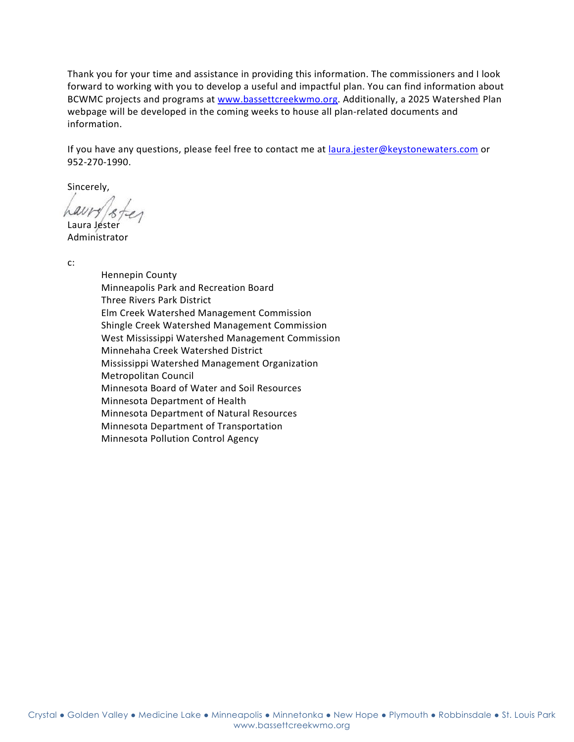Thank you for your time and assistance in providing this information. The commissioners and I look forward to working with you to develop a useful and impactful plan. You can find information about BCWMC projects and programs at www.bassettcreekwmo.org. Additionally, a 2025 Watershed Plan webpage will be developed in the coming weeks to house all plan-related documents and information.

If you have any questions, please feel free to contact me at laura.jester@keystonewaters.com or 952-270-1990.

Sincerely,

Laura Jester
Administrator

c:

- Hennepin County
- Minneapolis Park and Recreation Board
- Three Rivers Park District
- Elm Creek Watershed Management Commission
- Shingle Creek Watershed Management Commission
- West Mississippi Watershed Management Commission
- Minnehaha Creek Watershed District
- Mississippi Watershed Management Organization
- Metropolitan Council
- Minnesota Board of Water and Soil Resources
- Minnesota Department of Health
- Minnesota Department of Natural Resources
- Minnesota Department of Transportation
- Minnesota Pollution Control Agency